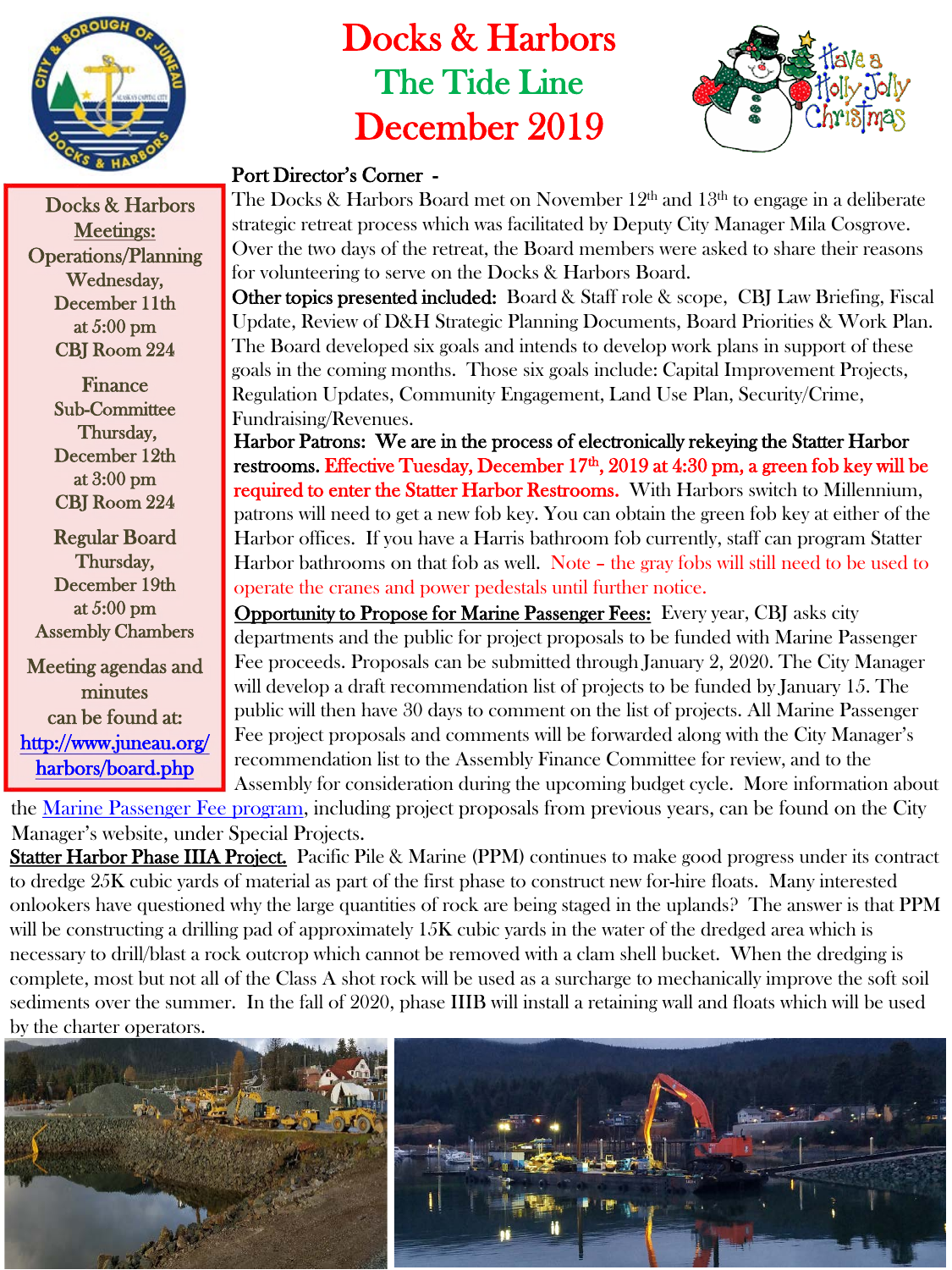# Docks & Harbors

## The Tide Line

## December 2019

**Docks & Harbors Meetings:**

**Operations/Planning**
Wednesday,
December 11th
at 5:00 pm
CBJ Room 224

**Finance Sub-Committee**
Thursday,
December 12th
at 3:00 pm
CBJ Room 224

**Regular Board**
Thursday,
December 19th
at 5:00 pm
Assembly Chambers

Meeting agendas and minutes can be found at:
http://www.juneau.org/harbors/board.php

### Port Director's Corner -

The Docks & Harbors Board met on November 12th and 13th to engage in a deliberate strategic retreat process which was facilitated by Deputy City Manager Mila Cosgrove. Over the two days of the retreat, the Board members were asked to share their reasons for volunteering to serve on the Docks & Harbors Board.

**Other topics presented included:** Board & Staff role & scope, CBJ Law Briefing, Fiscal Update, Review of D&H Strategic Planning Documents, Board Priorities & Work Plan. The Board developed six goals and intends to develop work plans in support of these goals in the coming months. Those six goals include: Capital Improvement Projects, Regulation Updates, Community Engagement, Land Use Plan, Security/Crime, Fundraising/Revenues.

**Harbor Patrons: We are in the process of electronically rekeying the Statter Harbor restrooms.** **Effective Tuesday, December 17th, 2019 at 4:30 pm, a green fob key will be required to enter the Statter Harbor Restrooms.** With Harbors switch to Millennium, patrons will need to get a new fob key. You can obtain the green fob key at either of the Harbor offices. If you have a Harris bathroom fob currently, staff can program Statter Harbor bathrooms on that fob as well. Note – the gray fobs will still need to be used to operate the cranes and power pedestals until further notice.

**Opportunity to Propose for Marine Passenger Fees:** Every year, CBJ asks city departments and the public for project proposals to be funded with Marine Passenger Fee proceeds. Proposals can be submitted through January 2, 2020. The City Manager will develop a draft recommendation list of projects to be funded by January 15. The public will then have 30 days to comment on the list of projects. All Marine Passenger Fee project proposals and comments will be forwarded along with the City Manager's recommendation list to the Assembly Finance Committee for review, and to the Assembly for consideration during the upcoming budget cycle. More information about the Marine Passenger Fee program, including project proposals from previous years, can be found on the City Manager's website, under Special Projects.

**Statter Harbor Phase IIIA Project.** Pacific Pile & Marine (PPM) continues to make good progress under its contract to dredge 25K cubic yards of material as part of the first phase to construct new for-hire floats. Many interested onlookers have questioned why the large quantities of rock are being staged in the uplands? The answer is that PPM will be constructing a drilling pad of approximately 15K cubic yards in the water of the dredged area which is necessary to drill/blast a rock outcrop which cannot be removed with a clam shell bucket. When the dredging is complete, most but not all of the Class A shot rock will be used as a surcharge to mechanically improve the soft soil sediments over the summer. In the fall of 2020, phase IIIB will install a retaining wall and floats which will be used by the charter operators.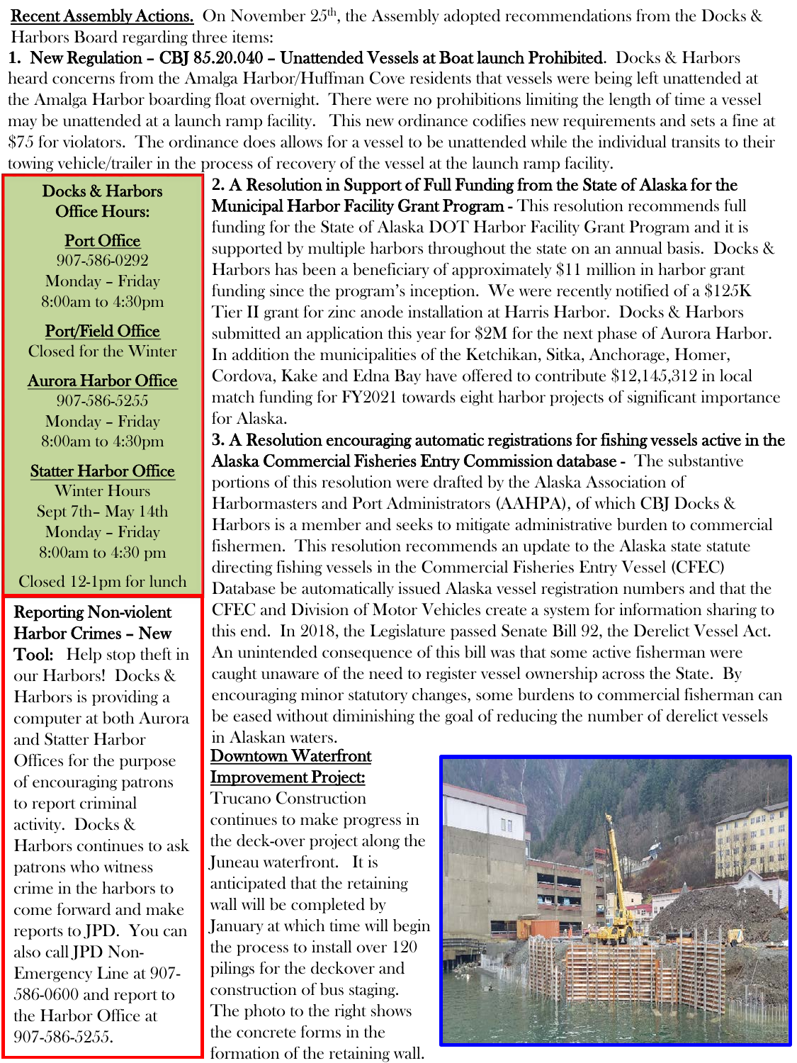**Recent Assembly Actions.** On November 25th, the Assembly adopted recommendations from the Docks & Harbors Board regarding three items:

**1. New Regulation – CBJ 85.20.040 – Unattended Vessels at Boat launch Prohibited.** Docks & Harbors heard concerns from the Amalga Harbor/Huffman Cove residents that vessels were being left unattended at the Amalga Harbor boarding float overnight. There were no prohibitions limiting the length of time a vessel may be unattended at a launch ramp facility. This new ordinance codifies new requirements and sets a fine at $75 for violators. The ordinance does allow for a vessel to be unattended while the individual transits to their towing vehicle/trailer in the process of recovery of the vessel at the launch ramp facility.

**2. A Resolution in Support of Full Funding from the State of Alaska for the Municipal Harbor Facility Grant Program -** This resolution recommends full funding for the State of Alaska DOT Harbor Facility Grant Program and it is supported by multiple harbors throughout the state on an annual basis. Docks & Harbors has been a beneficiary of approximately $11 million in harbor grant funding since the program's inception. We were recently notified of a $125K Tier II grant for zinc anode installation at Harris Harbor. Docks & Harbors submitted an application this year for $2M for the next phase of Aurora Harbor. In addition the municipalities of the Ketchikan, Sitka, Anchorage, Homer, Cordova, Kake and Edna Bay have offered to contribute $12,145,312 in local match funding for FY2021 towards eight harbor projects of significant importance for Alaska.

**3. A Resolution encouraging automatic registrations for fishing vessels active in the Alaska Commercial Fisheries Entry Commission database -** The substantive portions of this resolution were drafted by the Alaska Association of Harbormasters and Port Administrators (AAHPA), of which CBJ Docks & Harbors is a member and seeks to mitigate administrative burden to commercial fishermen. This resolution recommends an update to the Alaska state statute directing fishing vessels in the Commercial Fisheries Entry Vessel (CFEC) Database be automatically issued Alaska vessel registration numbers and that the CFEC and Division of Motor Vehicles create a system for information sharing to this end. In 2018, the Legislature passed Senate Bill 92, the Derelict Vessel Act. An unintended consequence of this bill was that some active fisherman were caught unaware of the need to register vessel ownership across the State. By encouraging minor statutory changes, some burdens to commercial fisherman can be eased without diminishing the goal of reducing the number of derelict vessels in Alaskan waters.

**Downtown Waterfront Improvement Project:** Trucano Construction continues to make progress in the deck-over project along the Juneau waterfront. It is anticipated that the retaining wall will be completed by January at which time will begin the process to install over 120 pilings for the deckover and construction of bus staging. The photo to the right shows the concrete forms in the formation of the retaining wall.

**Docks & Harbors Office Hours:**

**Port Office**
907-586-0292
Monday – Friday
8:00am to 4:30pm

**Port/Field Office**
Closed for the Winter

**Aurora Harbor Office**
907-586-5255
Monday – Friday
8:00am to 4:30pm

**Statter Harbor Office**
Winter Hours
Sept 7th– May 14th
Monday – Friday
8:00am to 4:30 pm

Closed 12-1pm for lunch

**Reporting Non-violent Harbor Crimes – New Tool:** Help stop theft in our Harbors! Docks & Harbors is providing a computer at both Aurora and Statter Harbor Offices for the purpose of encouraging patrons to report criminal activity. Docks & Harbors continues to ask patrons who witness crime in the harbors to come forward and make reports to JPD. You can also call JPD Non-Emergency Line at 907-586-0600 and report to the Harbor Office at 907-586-5255.